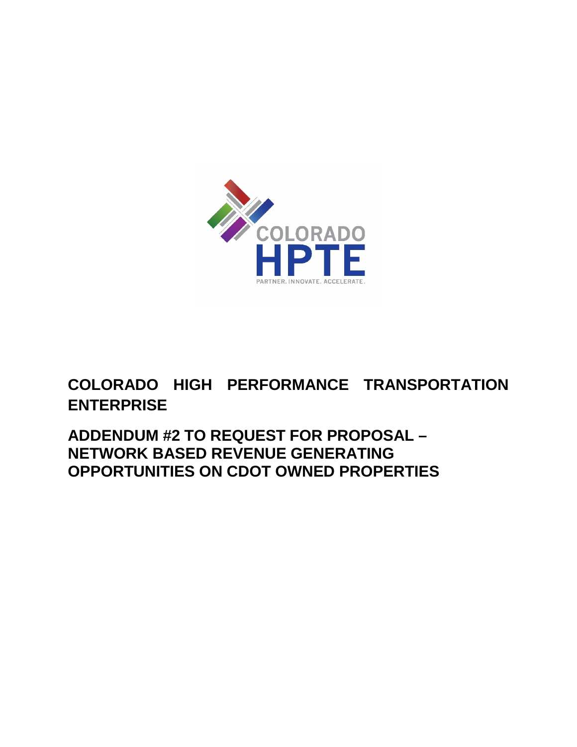# COLORADO HIGH PERFORMANCE TRANSPORTATION ENTERPRISE

## ADDENDUM #2 TO REQUEST FOR PROPOSAL – NETWORK BASED REVENUE GENERATING OPPORTUNITIES ON CDOT OWNED PROPERTIES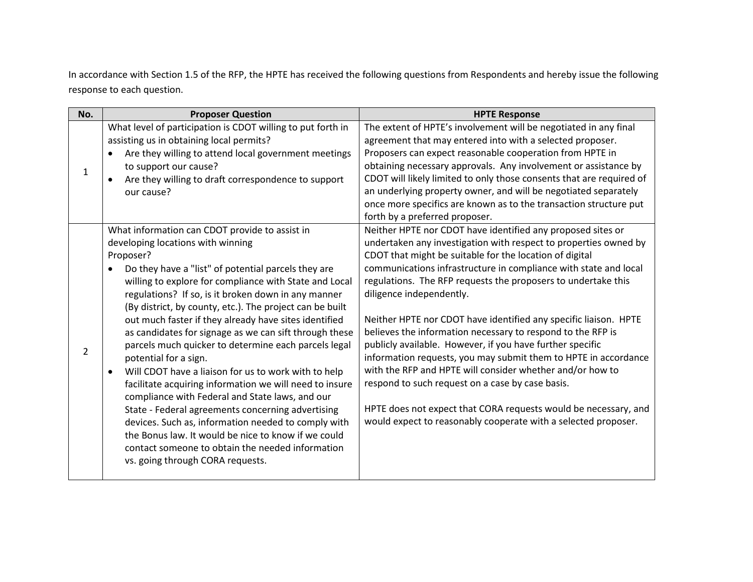In accordance with Section 1.5 of the RFP, the HPTE has received the following questions from Respondents and hereby issue the following response to each question.

| No. | Proposer Question | HPTE Response |
|---|---|---|
| 1 | What level of participation is CDOT willing to put forth in assisting us in obtaining local permits?<br>• Are they willing to attend local government meetings to support our cause?<br>• Are they willing to draft correspondence to support our cause? | The extent of HPTE's involvement will be negotiated in any final agreement that may entered into with a selected proposer. Proposers can expect reasonable cooperation from HPTE in obtaining necessary approvals. Any involvement or assistance by CDOT will likely limited to only those consents that are required of an underlying property owner, and will be negotiated separately once more specifics are known as to the transaction structure put forth by a preferred proposer. |
| 2 | What information can CDOT provide to assist in developing locations with winning Proposer?<br>• Do they have a "list" of potential parcels they are willing to explore for compliance with State and Local regulations? If so, is it broken down in any manner (By district, by county, etc.). The project can be built out much faster if they already have sites identified as candidates for signage as we can sift through these parcels much quicker to determine each parcels legal potential for a sign.<br>• Will CDOT have a liaison for us to work with to help facilitate acquiring information we will need to insure compliance with Federal and State laws, and our State - Federal agreements concerning advertising devices. Such as, information needed to comply with the Bonus law. It would be nice to know if we could contact someone to obtain the needed information vs. going through CORA requests. | Neither HPTE nor CDOT have identified any proposed sites or undertaken any investigation with respect to properties owned by CDOT that might be suitable for the location of digital communications infrastructure in compliance with state and local regulations. The RFP requests the proposers to undertake this diligence independently.<br><br>Neither HPTE nor CDOT have identified any specific liaison. HPTE believes the information necessary to respond to the RFP is publicly available. However, if you have further specific information requests, you may submit them to HPTE in accordance with the RFP and HPTE will consider whether and/or how to respond to such request on a case by case basis.<br><br>HPTE does not expect that CORA requests would be necessary, and would expect to reasonably cooperate with a selected proposer. |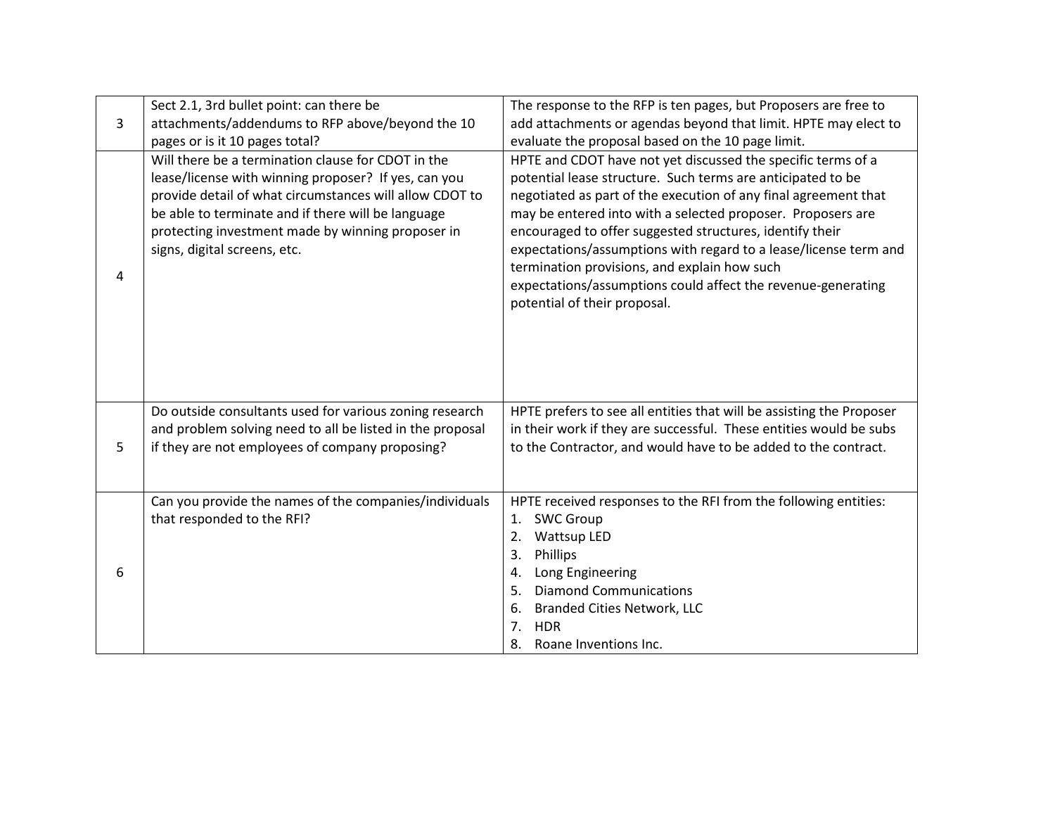| | | |
|---|---|---|
| 3 | Sect 2.1, 3rd bullet point: can there be attachments/addendums to RFP above/beyond the 10 pages or is it 10 pages total? | The response to the RFP is ten pages, but Proposers are free to add attachments or agendas beyond that limit. HPTE may elect to evaluate the proposal based on the 10 page limit. |
| 4 | Will there be a termination clause for CDOT in the lease/license with winning proposer? If yes, can you provide detail of what circumstances will allow CDOT to be able to terminate and if there will be language protecting investment made by winning proposer in signs, digital screens, etc. | HPTE and CDOT have not yet discussed the specific terms of a potential lease structure. Such terms are anticipated to be negotiated as part of the execution of any final agreement that may be entered into with a selected proposer. Proposers are encouraged to offer suggested structures, identify their expectations/assumptions with regard to a lease/license term and termination provisions, and explain how such expectations/assumptions could affect the revenue-generating potential of their proposal. |
| 5 | Do outside consultants used for various zoning research and problem solving need to all be listed in the proposal if they are not employees of company proposing? | HPTE prefers to see all entities that will be assisting the Proposer in their work if they are successful. These entities would be subs to the Contractor, and would have to be added to the contract. |
| 6 | Can you provide the names of the companies/individuals that responded to the RFI? | HPTE received responses to the RFI from the following entities:<br>1. SWC Group<br>2. Wattsup LED<br>3. Phillips<br>4. Long Engineering<br>5. Diamond Communications<br>6. Branded Cities Network, LLC<br>7. HDR<br>8. Roane Inventions Inc. |